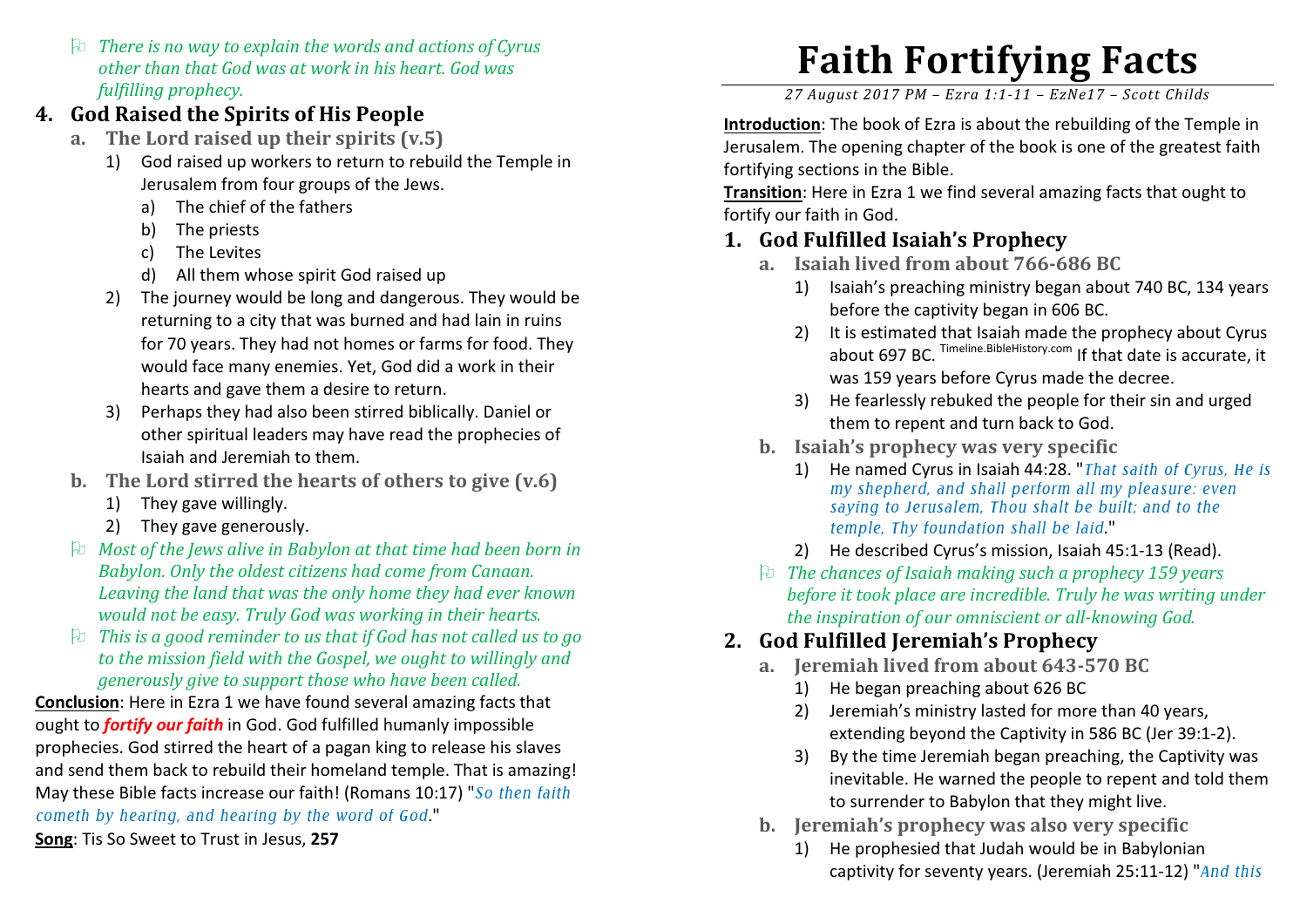- *There is no way to explain the words and actions of Cyrus other than that God was at work in his heart. God was fulfilling prophecy.*

## 4. God Raised the Spirits of His People

### a. The Lord raised up their spirits (v.5)

1) God raised up workers to return to rebuild the Temple in Jerusalem from four groups of the Jews.
   a) The chief of the fathers
   b) The priests
   c) The Levites
   d) All them whose spirit God raised up
2) The journey would be long and dangerous. They would be returning to a city that was burned and had lain in ruins for 70 years. They had not homes or farms for food. They would face many enemies. Yet, God did a work in their hearts and gave them a desire to return.
3) Perhaps they had also been stirred biblically. Daniel or other spiritual leaders may have read the prophecies of Isaiah and Jeremiah to them.

### b. The Lord stirred the hearts of others to give (v.6)

1) They gave willingly.
2) They gave generously.

- *Most of the Jews alive in Babylon at that time had been born in Babylon. Only the oldest citizens had come from Canaan. Leaving the land that was the only home they had ever known would not be easy. Truly God was working in their hearts.*
- *This is a good reminder to us that if God has not called us to go to the mission field with the Gospel, we ought to willingly and generously give to support those who have been called.*

**Conclusion**: Here in Ezra 1 we have found several amazing facts that ought to ***fortify our faith*** in God. God fulfilled humanly impossible prophecies. God stirred the heart of a pagan king to release his slaves and send them back to rebuild their homeland temple. That is amazing! May these Bible facts increase our faith! (Romans 10:17) "*So then faith cometh by hearing, and hearing by the word of God*."

**Song**: Tis So Sweet to Trust in Jesus, **257**

# Faith Fortifying Facts

*27 August 2017 PM – Ezra 1:1-11 – EzNe17 – Scott Childs*

**Introduction**: The book of Ezra is about the rebuilding of the Temple in Jerusalem. The opening chapter of the book is one of the greatest faith fortifying sections in the Bible.

**Transition**: Here in Ezra 1 we find several amazing facts that ought to fortify our faith in God.

## 1. God Fulfilled Isaiah's Prophecy

### a. Isaiah lived from about 766-686 BC

1) Isaiah's preaching ministry began about 740 BC, 134 years before the captivity began in 606 BC.
2) It is estimated that Isaiah made the prophecy about Cyrus about 697 BC. [Timeline.BibleHistory.com] If that date is accurate, it was 159 years before Cyrus made the decree.
3) He fearlessly rebuked the people for their sin and urged them to repent and turn back to God.

### b. Isaiah's prophecy was very specific

1) He named Cyrus in Isaiah 44:28. "*That saith of Cyrus, He is my shepherd, and shall perform all my pleasure: even saying to Jerusalem, Thou shalt be built; and to the temple, Thy foundation shall be laid*."
2) He described Cyrus's mission, Isaiah 45:1-13 (Read).

- *The chances of Isaiah making such a prophecy 159 years before it took place are incredible. Truly he was writing under the inspiration of our omniscient or all-knowing God.*

## 2. God Fulfilled Jeremiah's Prophecy

### a. Jeremiah lived from about 643-570 BC

1) He began preaching about 626 BC
2) Jeremiah's ministry lasted for more than 40 years, extending beyond the Captivity in 586 BC (Jer 39:1-2).
3) By the time Jeremiah began preaching, the Captivity was inevitable. He warned the people to repent and told them to surrender to Babylon that they might live.

### b. Jeremiah's prophecy was also very specific

1) He prophesied that Judah would be in Babylonian captivity for seventy years. (Jeremiah 25:11-12) "*And this*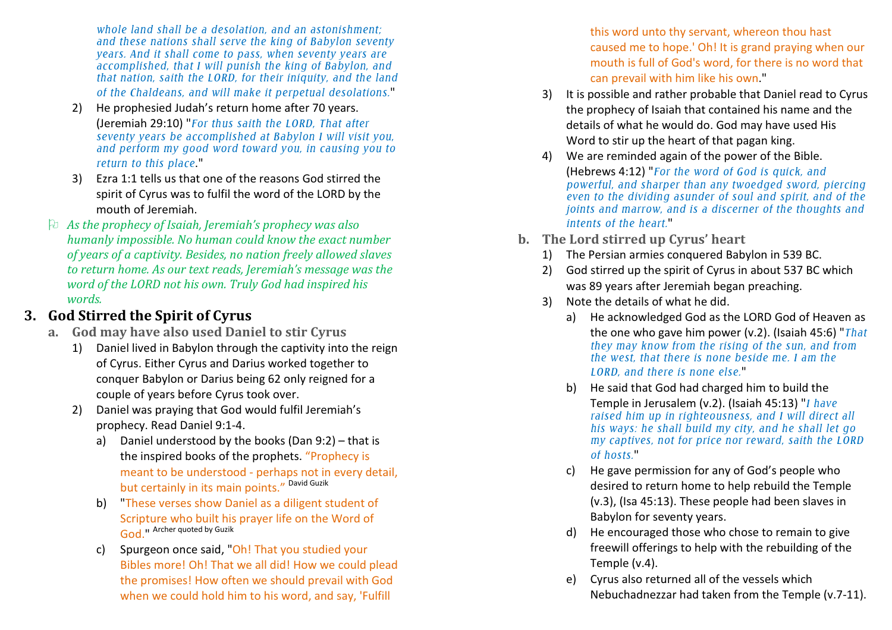*whole land shall be a desolation, and an astonishment; and these nations shall serve the king of Babylon seventy years. And it shall come to pass, when seventy years are accomplished, that I will punish the king of Babylon, and that nation, saith the LORD, for their iniquity, and the land of the Chaldeans, and will make it perpetual desolations.*"

2) He prophesied Judah's return home after 70 years. (Jeremiah 29:10) "*For thus saith the LORD, That after seventy years be accomplished at Babylon I will visit you, and perform my good word toward you, in causing you to return to this place*."

3) Ezra 1:1 tells us that one of the reasons God stirred the spirit of Cyrus was to fulfil the word of the LORD by the mouth of Jeremiah.

*As the prophecy of Isaiah, Jeremiah's prophecy was also humanly impossible. No human could know the exact number of years of a captivity. Besides, no nation freely allowed slaves to return home. As our text reads, Jeremiah's message was the word of the LORD not his own. Truly God had inspired his words.*

## 3. God Stirred the Spirit of Cyrus

### a. God may have also used Daniel to stir Cyrus

1) Daniel lived in Babylon through the captivity into the reign of Cyrus. Either Cyrus and Darius worked together to conquer Babylon or Darius being 62 only reigned for a couple of years before Cyrus took over.

2) Daniel was praying that God would fulfil Jeremiah's prophecy. Read Daniel 9:1-4.

   a) Daniel understood by the books (Dan 9:2) – that is the inspired books of the prophets. "Prophecy is meant to be understood - perhaps not in every detail, but certainly in its main points." David Guzik

   b) "These verses show Daniel as a diligent student of Scripture who built his prayer life on the Word of God." Archer quoted by Guzik

   c) Spurgeon once said, "Oh! That you studied your Bibles more! Oh! That we all did! How we could plead the promises! How often we should prevail with God when we could hold him to his word, and say, 'Fulfill this word unto thy servant, whereon thou hast caused me to hope.' Oh! It is grand praying when our mouth is full of God's word, for there is no word that can prevail with him like his own."

3) It is possible and rather probable that Daniel read to Cyrus the prophecy of Isaiah that contained his name and the details of what he would do. God may have used His Word to stir up the heart of that pagan king.

4) We are reminded again of the power of the Bible. (Hebrews 4:12) "*For the word of God is quick, and powerful, and sharper than any twoedged sword, piercing even to the dividing asunder of soul and spirit, and of the joints and marrow, and is a discerner of the thoughts and intents of the heart.*"

### b. The Lord stirred up Cyrus' heart

1) The Persian armies conquered Babylon in 539 BC.

2) God stirred up the spirit of Cyrus in about 537 BC which was 89 years after Jeremiah began preaching.

3) Note the details of what he did.

   a) He acknowledged God as the LORD God of Heaven as the one who gave him power (v.2). (Isaiah 45:6) "*That they may know from the rising of the sun, and from the west, that there is none beside me. I am the LORD, and there is none else.*"

   b) He said that God had charged him to build the Temple in Jerusalem (v.2). (Isaiah 45:13) "*I have raised him up in righteousness, and I will direct all his ways: he shall build my city, and he shall let go my captives, not for price nor reward, saith the LORD of hosts.*"

   c) He gave permission for any of God's people who desired to return home to help rebuild the Temple (v.3), (Isa 45:13). These people had been slaves in Babylon for seventy years.

   d) He encouraged those who chose to remain to give freewill offerings to help with the rebuilding of the Temple (v.4).

   e) Cyrus also returned all of the vessels which Nebuchadnezzar had taken from the Temple (v.7-11).